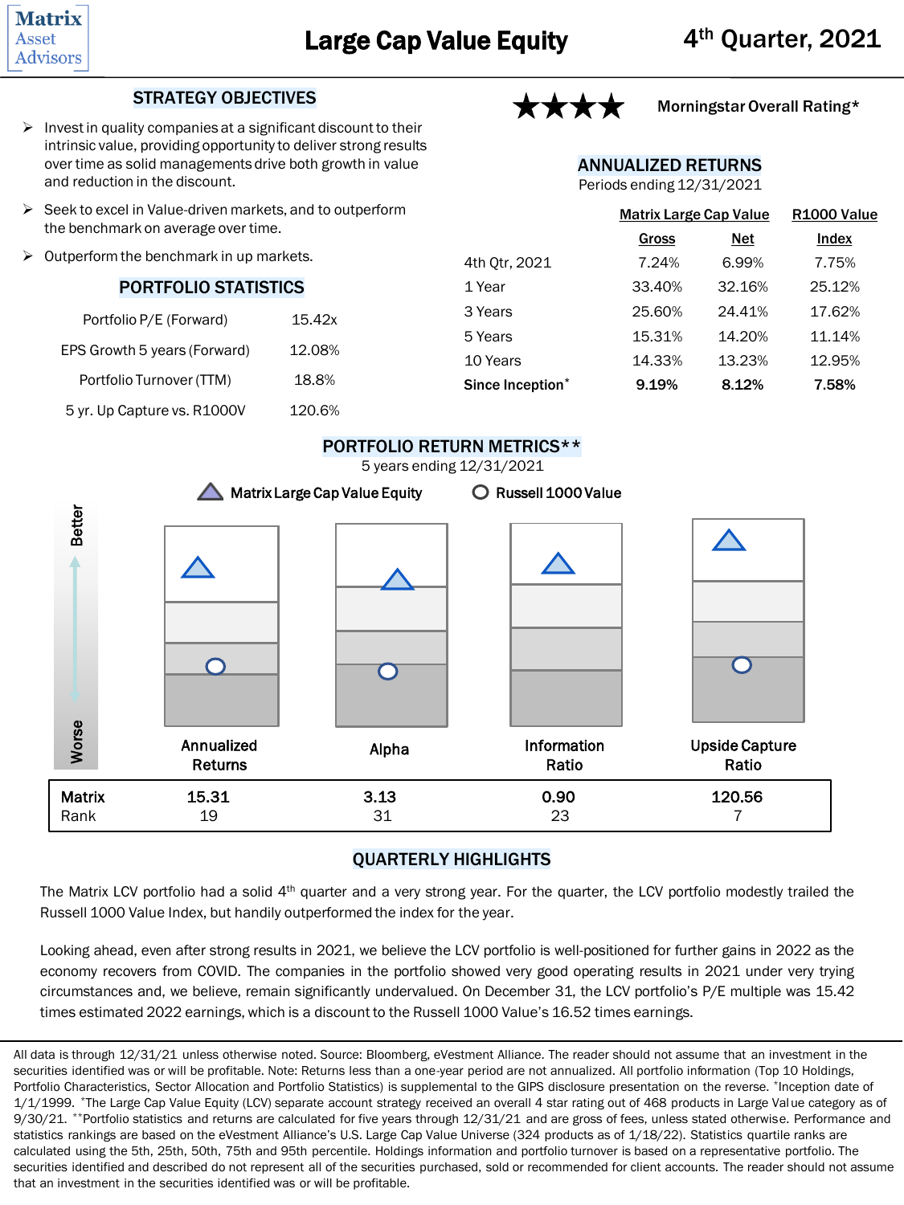Matrix Asset Advisors

# Large Cap Value Equity

4th Quarter, 2021

## STRATEGY OBJECTIVES

- Invest in quality companies at a significant discount to their intrinsic value, providing opportunity to deliver strong results over time as solid managements drive both growth in value and reduction in the discount.
- Seek to excel in Value-driven markets, and to outperform the benchmark on average over time.
- Outperform the benchmark in up markets.

## PORTFOLIO STATISTICS

| | |
|---|---|
| Portfolio P/E (Forward) | 15.42x |
| EPS Growth 5 years (Forward) | 12.08% |
| Portfolio Turnover (TTM) | 18.8% |
| 5 yr. Up Capture vs. R1000V | 120.6% |

★★★★ Morningstar Overall Rating*

## ANNUALIZED RETURNS

Periods ending 12/31/2021

| | Matrix Large Cap Value | | R1000 Value |
|---|---|---|---|
| | Gross | Net | Index |
| 4th Qtr, 2021 | 7.24% | 6.99% | 7.75% |
| 1 Year | 33.40% | 32.16% | 25.12% |
| 3 Years | 25.60% | 24.41% | 17.62% |
| 5 Years | 15.31% | 14.20% | 11.14% |
| 10 Years | 14.33% | 13.23% | 12.95% |
| **Since Inception*** | **9.19%** | **8.12%** | **7.58%** |

## PORTFOLIO RETURN METRICS**

5 years ending 12/31/2021

Matrix Large Cap Value Equity / Russell 1000 Value

| | Annualized Returns | Alpha | Information Ratio | Upside Capture Ratio |
|---|---|---|---|---|
| Matrix | 15.31 | 3.13 | 0.90 | 120.56 |
| Rank | 19 | 31 | 23 | 7 |

## QUARTERLY HIGHLIGHTS

The Matrix LCV portfolio had a solid 4th quarter and a very strong year. For the quarter, the LCV portfolio modestly trailed the Russell 1000 Value Index, but handily outperformed the index for the year.

Looking ahead, even after strong results in 2021, we believe the LCV portfolio is well-positioned for further gains in 2022 as the economy recovers from COVID. The companies in the portfolio showed very good operating results in 2021 under very trying circumstances and, we believe, remain significantly undervalued. On December 31, the LCV portfolio's P/E multiple was 15.42 times estimated 2022 earnings, which is a discount to the Russell 1000 Value's 16.52 times earnings.

All data is through 12/31/21 unless otherwise noted. Source: Bloomberg, eVestment Alliance. The reader should not assume that an investment in the securities identified was or will be profitable. Note: Returns less than a one-year period are not annualized. All portfolio information (Top 10 Holdings, Portfolio Characteristics, Sector Allocation and Portfolio Statistics) is supplemental to the GIPS disclosure presentation on the reverse. *Inception date of 1/1/1999. *The Large Cap Value Equity (LCV) separate account strategy received an overall 4 star rating out of 468 products in Large Value category as of 9/30/21. **Portfolio statistics and returns are calculated for five years through 12/31/21 and are gross of fees, unless stated otherwise. Performance and statistics rankings are based on the eVestment Alliance's U.S. Large Cap Value Universe (324 products as of 1/18/22). Statistics quartile ranks are calculated using the 5th, 25th, 50th, 75th and 95th percentile. Holdings information and portfolio turnover is based on a representative portfolio. The securities identified and described do not represent all of the securities purchased, sold or recommended for client accounts. The reader should not assume that an investment in the securities identified was or will be profitable.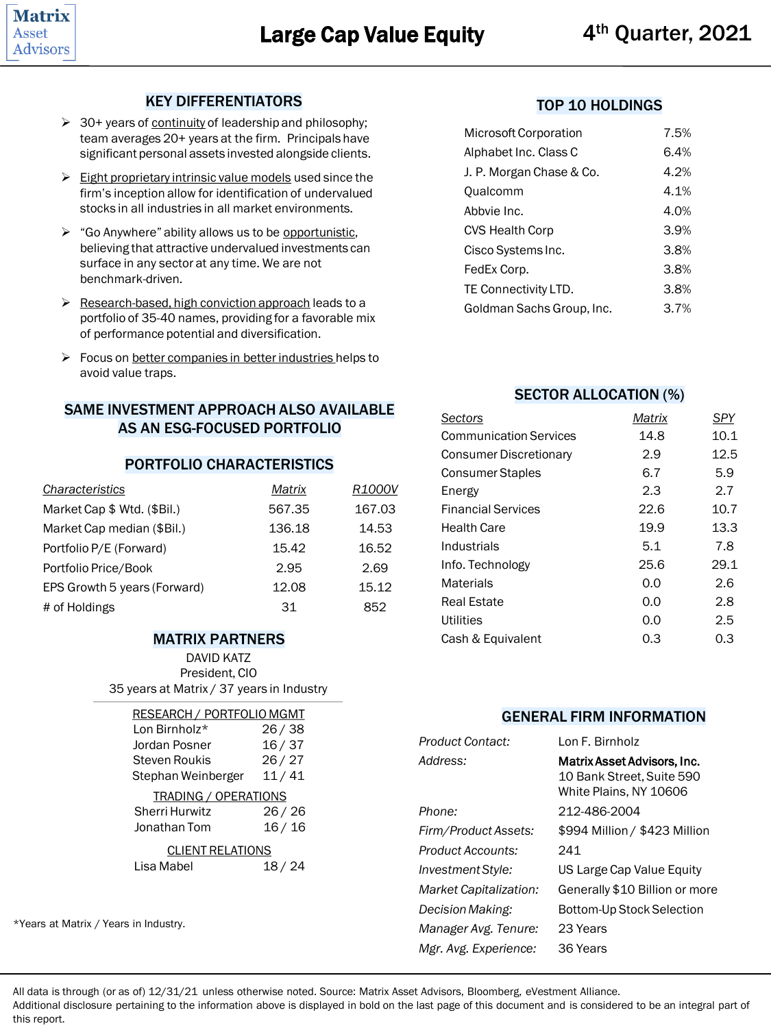Matrix Asset Advisors

# Large Cap Value Equity

4th Quarter, 2021

## KEY DIFFERENTIATORS

- 30+ years of continuity of leadership and philosophy; team averages 20+ years at the firm. Principals have significant personal assets invested alongside clients.
- Eight proprietary intrinsic value models used since the firm's inception allow for identification of undervalued stocks in all industries in all market environments.
- "Go Anywhere" ability allows us to be opportunistic, believing that attractive undervalued investments can surface in any sector at any time. We are not benchmark-driven.
- Research-based, high conviction approach leads to a portfolio of 35-40 names, providing for a favorable mix of performance potential and diversification.
- Focus on better companies in better industries helps to avoid value traps.

## SAME INVESTMENT APPROACH ALSO AVAILABLE AS AN ESG-FOCUSED PORTFOLIO

## PORTFOLIO CHARACTERISTICS

| *Characteristics* | *Matrix* | *R1000V* |
|---|---|---|
| Market Cap $ Wtd. ($Bil.) | 567.35 | 167.03 |
| Market Cap median ($Bil.) | 136.18 | 14.53 |
| Portfolio P/E (Forward) | 15.42 | 16.52 |
| Portfolio Price/Book | 2.95 | 2.69 |
| EPS Growth 5 years (Forward) | 12.08 | 15.12 |
| # of Holdings | 31 | 852 |

## MATRIX PARTNERS

DAVID KATZ
President, CIO
35 years at Matrix / 37 years in Industry

| RESEARCH / PORTFOLIO MGMT | |
|---|---|
| Lon Birnholz* | 26 / 38 |
| Jordan Posner | 16 / 37 |
| Steven Roukis | 26 / 27 |
| Stephan Weinberger | 11 / 41 |

| TRADING / OPERATIONS | |
|---|---|
| Sherri Hurwitz | 26 / 26 |
| Jonathan Tom | 16 / 16 |

| CLIENT RELATIONS | |
|---|---|
| Lisa Mabel | 18 / 24 |

*Years at Matrix / Years in Industry.

## TOP 10 HOLDINGS

| | |
|---|---|
| Microsoft Corporation | 7.5% |
| Alphabet Inc. Class C | 6.4% |
| J. P. Morgan Chase & Co. | 4.2% |
| Qualcomm | 4.1% |
| Abbvie Inc. | 4.0% |
| CVS Health Corp | 3.9% |
| Cisco Systems Inc. | 3.8% |
| FedEx Corp. | 3.8% |
| TE Connectivity LTD. | 3.8% |
| Goldman Sachs Group, Inc. | 3.7% |

## SECTOR ALLOCATION (%)

| *Sectors* | *Matrix* | *SPY* |
|---|---|---|
| Communication Services | 14.8 | 10.1 |
| Consumer Discretionary | 2.9 | 12.5 |
| Consumer Staples | 6.7 | 5.9 |
| Energy | 2.3 | 2.7 |
| Financial Services | 22.6 | 10.7 |
| Health Care | 19.9 | 13.3 |
| Industrials | 5.1 | 7.8 |
| Info. Technology | 25.6 | 29.1 |
| Materials | 0.0 | 2.6 |
| Real Estate | 0.0 | 2.8 |
| Utilities | 0.0 | 2.5 |
| Cash & Equivalent | 0.3 | 0.3 |

## GENERAL FIRM INFORMATION

| | |
|---|---|
| *Product Contact:* | Lon F. Birnholz |
| *Address:* | **Matrix Asset Advisors, Inc.** 10 Bank Street, Suite 590 White Plains, NY 10606 |
| *Phone:* | 212-486-2004 |
| *Firm/Product Assets:* | $994 Million / $423 Million |
| *Product Accounts:* | 241 |
| *Investment Style:* | US Large Cap Value Equity |
| *Market Capitalization:* | Generally $10 Billion or more |
| *Decision Making:* | Bottom-Up Stock Selection |
| *Manager Avg. Tenure:* | 23 Years |
| *Mgr. Avg. Experience:* | 36 Years |

All data is through (or as of) 12/31/21 unless otherwise noted. Source: Matrix Asset Advisors, Bloomberg, eVestment Alliance.
Additional disclosure pertaining to the information above is displayed in bold on the last page of this document and is considered to be an integral part of this report.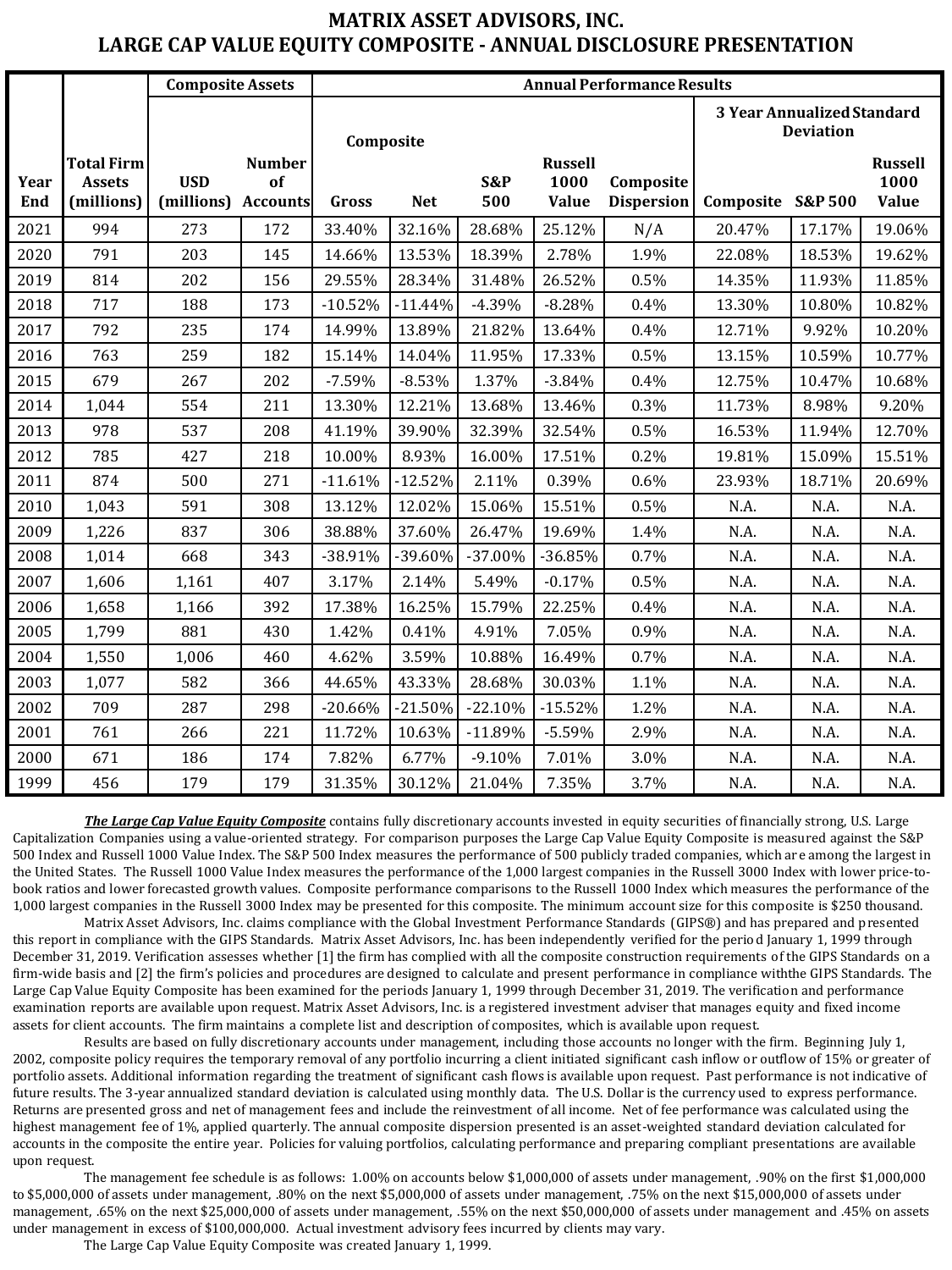# MATRIX ASSET ADVISORS, INC.
## LARGE CAP VALUE EQUITY COMPOSITE - ANNUAL DISCLOSURE PRESENTATION

| | | Composite Assets | | Annual Performance Results | | | | | 3 Year Annualized Standard Deviation | | |
|---|---|---|---|---|---|---|---|---|---|---|---|
| | | | | Composite | | | | | | | |
| Year End | Total Firm Assets (millions) | USD (millions) | Number of Accounts | Gross | Net | S&P 500 | Russell 1000 Value | Composite Dispersion | Composite | S&P 500 | Russell 1000 Value |
| 2021 | 994 | 273 | 172 | 33.40% | 32.16% | 28.68% | 25.12% | N/A | 20.47% | 17.17% | 19.06% |
| 2020 | 791 | 203 | 145 | 14.66% | 13.53% | 18.39% | 2.78% | 1.9% | 22.08% | 18.53% | 19.62% |
| 2019 | 814 | 202 | 156 | 29.55% | 28.34% | 31.48% | 26.52% | 0.5% | 14.35% | 11.93% | 11.85% |
| 2018 | 717 | 188 | 173 | -10.52% | -11.44% | -4.39% | -8.28% | 0.4% | 13.30% | 10.80% | 10.82% |
| 2017 | 792 | 235 | 174 | 14.99% | 13.89% | 21.82% | 13.64% | 0.4% | 12.71% | 9.92% | 10.20% |
| 2016 | 763 | 259 | 182 | 15.14% | 14.04% | 11.95% | 17.33% | 0.5% | 13.15% | 10.59% | 10.77% |
| 2015 | 679 | 267 | 202 | -7.59% | -8.53% | 1.37% | -3.84% | 0.4% | 12.75% | 10.47% | 10.68% |
| 2014 | 1,044 | 554 | 211 | 13.30% | 12.21% | 13.68% | 13.46% | 0.3% | 11.73% | 8.98% | 9.20% |
| 2013 | 978 | 537 | 208 | 41.19% | 39.90% | 32.39% | 32.54% | 0.5% | 16.53% | 11.94% | 12.70% |
| 2012 | 785 | 427 | 218 | 10.00% | 8.93% | 16.00% | 17.51% | 0.2% | 19.81% | 15.09% | 15.51% |
| 2011 | 874 | 500 | 271 | -11.61% | -12.52% | 2.11% | 0.39% | 0.6% | 23.93% | 18.71% | 20.69% |
| 2010 | 1,043 | 591 | 308 | 13.12% | 12.02% | 15.06% | 15.51% | 0.5% | N.A. | N.A. | N.A. |
| 2009 | 1,226 | 837 | 306 | 38.88% | 37.60% | 26.47% | 19.69% | 1.4% | N.A. | N.A. | N.A. |
| 2008 | 1,014 | 668 | 343 | -38.91% | -39.60% | -37.00% | -36.85% | 0.7% | N.A. | N.A. | N.A. |
| 2007 | 1,606 | 1,161 | 407 | 3.17% | 2.14% | 5.49% | -0.17% | 0.5% | N.A. | N.A. | N.A. |
| 2006 | 1,658 | 1,166 | 392 | 17.38% | 16.25% | 15.79% | 22.25% | 0.4% | N.A. | N.A. | N.A. |
| 2005 | 1,799 | 881 | 430 | 1.42% | 0.41% | 4.91% | 7.05% | 0.9% | N.A. | N.A. | N.A. |
| 2004 | 1,550 | 1,006 | 460 | 4.62% | 3.59% | 10.88% | 16.49% | 0.7% | N.A. | N.A. | N.A. |
| 2003 | 1,077 | 582 | 366 | 44.65% | 43.33% | 28.68% | 30.03% | 1.1% | N.A. | N.A. | N.A. |
| 2002 | 709 | 287 | 298 | -20.66% | -21.50% | -22.10% | -15.52% | 1.2% | N.A. | N.A. | N.A. |
| 2001 | 761 | 266 | 221 | 11.72% | 10.63% | -11.89% | -5.59% | 2.9% | N.A. | N.A. | N.A. |
| 2000 | 671 | 186 | 174 | 7.82% | 6.77% | -9.10% | 7.01% | 3.0% | N.A. | N.A. | N.A. |
| 1999 | 456 | 179 | 179 | 31.35% | 30.12% | 21.04% | 7.35% | 3.7% | N.A. | N.A. | N.A. |

***The Large Cap Value Equity Composite*** contains fully discretionary accounts invested in equity securities of financially strong, U.S. Large Capitalization Companies using a value-oriented strategy. For comparison purposes the Large Cap Value Equity Composite is measured against the S&P 500 Index and Russell 1000 Value Index. The S&P 500 Index measures the performance of 500 publicly traded companies, which are among the largest in the United States. The Russell 1000 Value Index measures the performance of the 1,000 largest companies in the Russell 3000 Index with lower price-to-book ratios and lower forecasted growth values. Composite performance comparisons to the Russell 1000 Index which measures the performance of the 1,000 largest companies in the Russell 3000 Index may be presented for this composite. The minimum account size for this composite is $250 thousand.

Matrix Asset Advisors, Inc. claims compliance with the Global Investment Performance Standards (GIPS®) and has prepared and presented this report in compliance with the GIPS Standards. Matrix Asset Advisors, Inc. has been independently verified for the period January 1, 1999 through December 31, 2019. Verification assesses whether [1] the firm has complied with all the composite construction requirements of the GIPS Standards on a firm-wide basis and [2] the firm's policies and procedures are designed to calculate and present performance in compliance withthe GIPS Standards. The Large Cap Value Equity Composite has been examined for the periods January 1, 1999 through December 31, 2019. The verification and performance examination reports are available upon request. Matrix Asset Advisors, Inc. is a registered investment adviser that manages equity and fixed income assets for client accounts. The firm maintains a complete list and description of composites, which is available upon request.

Results are based on fully discretionary accounts under management, including those accounts no longer with the firm. Beginning July 1, 2002, composite policy requires the temporary removal of any portfolio incurring a client initiated significant cash inflow or outflow of 15% or greater of portfolio assets. Additional information regarding the treatment of significant cash flows is available upon request. Past performance is not indicative of future results. The 3-year annualized standard deviation is calculated using monthly data. The U.S. Dollar is the currency used to express performance. Returns are presented gross and net of management fees and include the reinvestment of all income. Net of fee performance was calculated using the highest management fee of 1%, applied quarterly. The annual composite dispersion presented is an asset-weighted standard deviation calculated for accounts in the composite the entire year. Policies for valuing portfolios, calculating performance and preparing compliant presentations are available upon request.

The management fee schedule is as follows: 1.00% on accounts below $1,000,000 of assets under management, .90% on the first $1,000,000 to $5,000,000 of assets under management, .80% on the next $5,000,000 of assets under management, .75% on the next $15,000,000 of assets under management, .65% on the next $25,000,000 of assets under management, .55% on the next $50,000,000 of assets under management and .45% on assets under management in excess of $100,000,000. Actual investment advisory fees incurred by clients may vary.

The Large Cap Value Equity Composite was created January 1, 1999.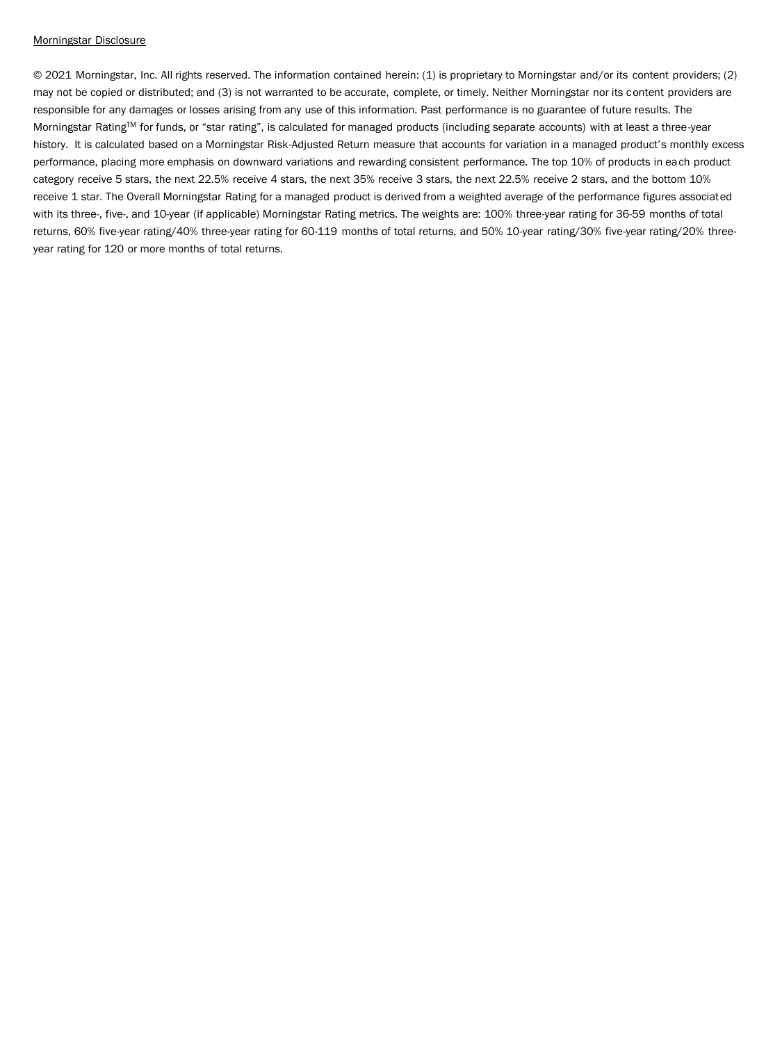Morningstar Disclosure

© 2021 Morningstar, Inc. All rights reserved. The information contained herein: (1) is proprietary to Morningstar and/or its content providers; (2) may not be copied or distributed; and (3) is not warranted to be accurate, complete, or timely. Neither Morningstar nor its content providers are responsible for any damages or losses arising from any use of this information. Past performance is no guarantee of future results. The Morningstar Rating™ for funds, or "star rating", is calculated for managed products (including separate accounts) with at least a three-year history. It is calculated based on a Morningstar Risk-Adjusted Return measure that accounts for variation in a managed product's monthly excess performance, placing more emphasis on downward variations and rewarding consistent performance. The top 10% of products in each product category receive 5 stars, the next 22.5% receive 4 stars, the next 35% receive 3 stars, the next 22.5% receive 2 stars, and the bottom 10% receive 1 star. The Overall Morningstar Rating for a managed product is derived from a weighted average of the performance figures associated with its three-, five-, and 10-year (if applicable) Morningstar Rating metrics. The weights are: 100% three-year rating for 36-59 months of total returns, 60% five-year rating/40% three-year rating for 60-119 months of total returns, and 50% 10-year rating/30% five-year rating/20% three-year rating for 120 or more months of total returns.